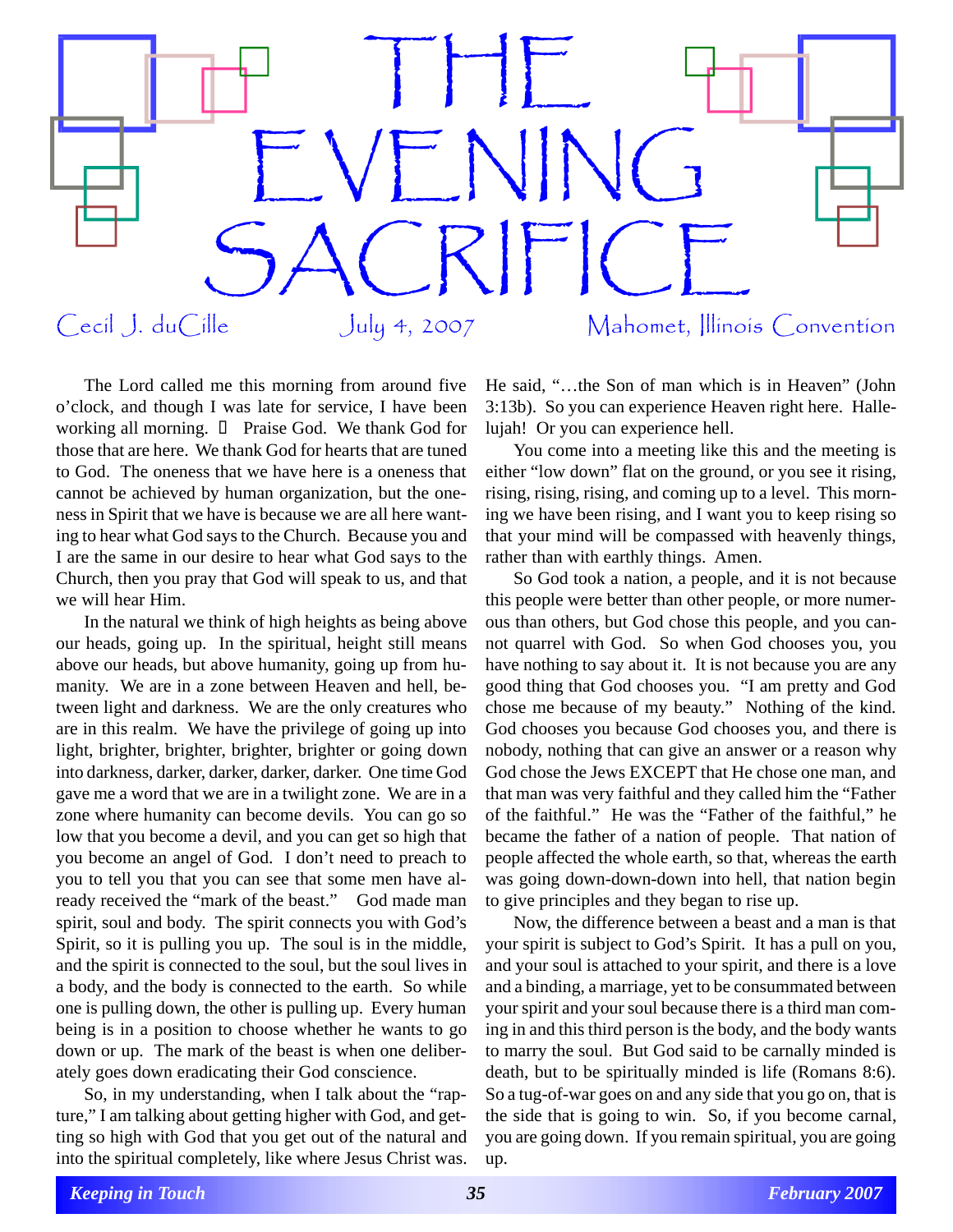# THE EVENING SACRIFICE

Cecil J. duCille — July 4, 2007 — Mahomet, Illinois Convention

The Lord called me this morning from around five o'clock, and though I was late for service, I have been working all morning.  Praise God. We thank God for those that are here. We thank God for hearts that are tuned to God. The oneness that we have here is a oneness that cannot be achieved by human organization, but the oneness in Spirit that we have is because we are all here wanting to hear what God says to the Church. Because you and I are the same in our desire to hear what God says to the Church, then you pray that God will speak to us, and that we will hear Him.

In the natural we think of high heights as being above our heads, going up. In the spiritual, height still means above our heads, but above humanity, going up from humanity. We are in a zone between Heaven and hell, between light and darkness. We are the only creatures who are in this realm. We have the privilege of going up into light, brighter, brighter, brighter, brighter or going down into darkness, darker, darker, darker, darker. One time God gave me a word that we are in a twilight zone. We are in a zone where humanity can become devils. You can go so low that you become a devil, and you can get so high that you become an angel of God. I don't need to preach to you to tell you that you can see that some men have already received the "mark of the beast." God made man spirit, soul and body. The spirit connects you with God's Spirit, so it is pulling you up. The soul is in the middle, and the spirit is connected to the soul, but the soul lives in a body, and the body is connected to the earth. So while one is pulling down, the other is pulling up. Every human being is in a position to choose whether he wants to go down or up. The mark of the beast is when one deliberately goes down eradicating their God conscience.

So, in my understanding, when I talk about the "rapture," I am talking about getting higher with God, and getting so high with God that you get out of the natural and into the spiritual completely, like where Jesus Christ was. He said, "…the Son of man which is in Heaven" (John 3:13b). So you can experience Heaven right here. Hallelujah! Or you can experience hell.

You come into a meeting like this and the meeting is either "low down" flat on the ground, or you see it rising, rising, rising, rising, and coming up to a level. This morning we have been rising, and I want you to keep rising so that your mind will be compassed with heavenly things, rather than with earthly things. Amen.

So God took a nation, a people, and it is not because this people were better than other people, or more numerous than others, but God chose this people, and you cannot quarrel with God. So when God chooses you, you have nothing to say about it. It is not because you are any good thing that God chooses you. "I am pretty and God chose me because of my beauty." Nothing of the kind. God chooses you because God chooses you, and there is nobody, nothing that can give an answer or a reason why God chose the Jews EXCEPT that He chose one man, and that man was very faithful and they called him the "Father of the faithful." He was the "Father of the faithful," he became the father of a nation of people. That nation of people affected the whole earth, so that, whereas the earth was going down-down-down into hell, that nation begin to give principles and they began to rise up.

Now, the difference between a beast and a man is that your spirit is subject to God's Spirit. It has a pull on you, and your soul is attached to your spirit, and there is a love and a binding, a marriage, yet to be consummated between your spirit and your soul because there is a third man coming in and this third person is the body, and the body wants to marry the soul. But God said to be carnally minded is death, but to be spiritually minded is life (Romans 8:6). So a tug-of-war goes on and any side that you go on, that is the side that is going to win. So, if you become carnal, you are going down. If you remain spiritual, you are going up.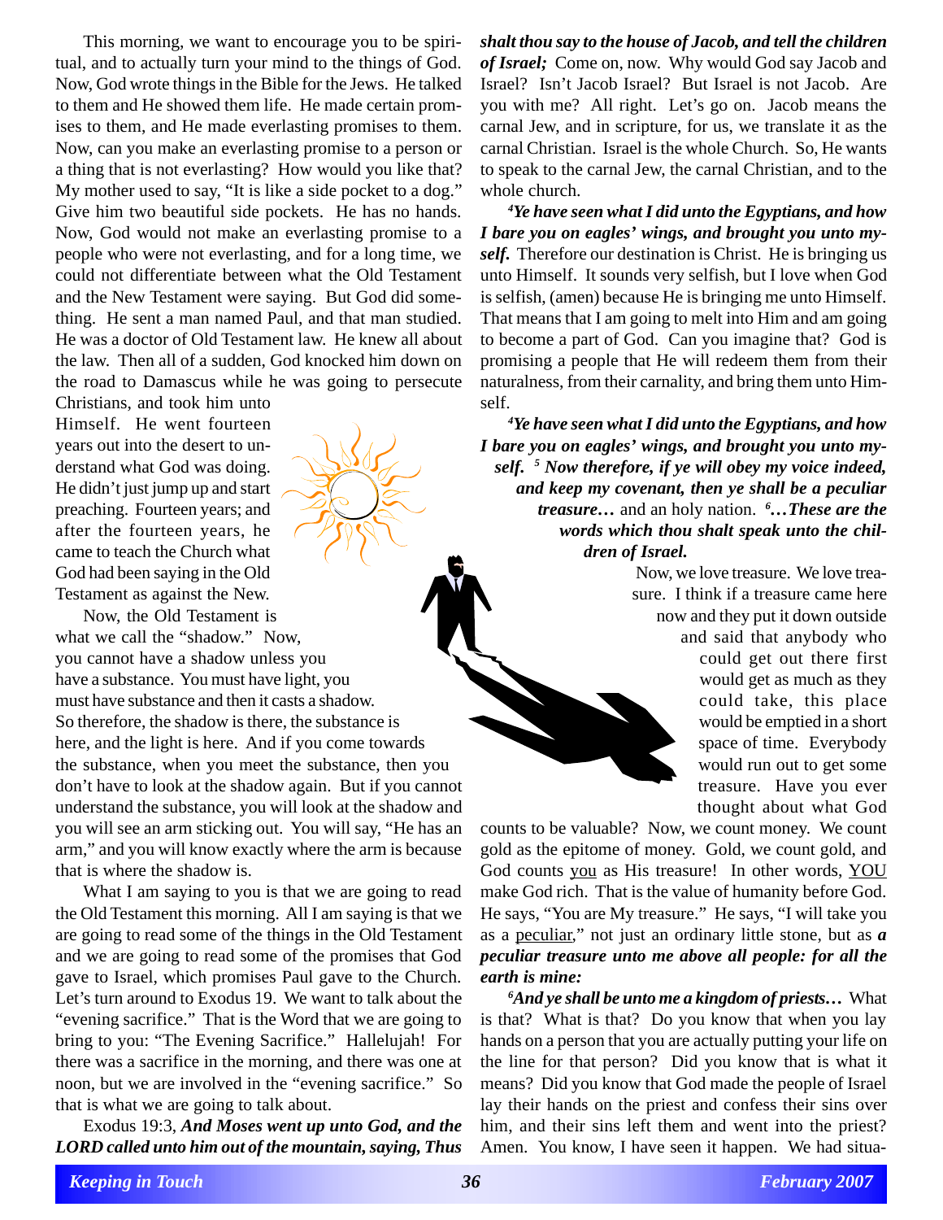This morning, we want to encourage you to be spiritual, and to actually turn your mind to the things of God. Now, God wrote things in the Bible for the Jews. He talked to them and He showed them life. He made certain promises to them, and He made everlasting promises to them. Now, can you make an everlasting promise to a person or a thing that is not everlasting? How would you like that? My mother used to say, "It is like a side pocket to a dog." Give him two beautiful side pockets. He has no hands. Now, God would not make an everlasting promise to a people who were not everlasting, and for a long time, we could not differentiate between what the Old Testament and the New Testament were saying. But God did something. He sent a man named Paul, and that man studied. He was a doctor of Old Testament law. He knew all about the law. Then all of a sudden, God knocked him down on the road to Damascus while he was going to persecute Christians, and took him unto Himself. He went fourteen years out into the desert to understand what God was doing. He didn't just jump up and start preaching. Fourteen years; and after the fourteen years, he came to teach the Church what God had been saying in the Old Testament as against the New.

Now, the Old Testament is what we call the "shadow." Now, you cannot have a shadow unless you have a substance. You must have light, you must have substance and then it casts a shadow. So therefore, the shadow is there, the substance is here, and the light is here. And if you come towards the substance, when you meet the substance, then you don't have to look at the shadow again. But if you cannot understand the substance, you will look at the shadow and you will see an arm sticking out. You will say, "He has an arm," and you will know exactly where the arm is because that is where the shadow is.

What I am saying to you is that we are going to read the Old Testament this morning. All I am saying is that we are going to read some of the things in the Old Testament and we are going to read some of the promises that God gave to Israel, which promises Paul gave to the Church. Let's turn around to Exodus 19. We want to talk about the "evening sacrifice." That is the Word that we are going to bring to you: "The Evening Sacrifice." Hallelujah! For there was a sacrifice in the morning, and there was one at noon, but we are involved in the "evening sacrifice." So that is what we are going to talk about.

Exodus 19:3, ***And Moses went up unto God, and the LORD called unto him out of the mountain, saying, Thus shalt thou say to the house of Jacob, and tell the children of Israel;*** Come on, now. Why would God say Jacob and Israel? Isn't Jacob Israel? But Israel is not Jacob. Are you with me? All right. Let's go on. Jacob means the carnal Jew, and in scripture, for us, we translate it as the carnal Christian. Israel is the whole Church. So, He wants to speak to the carnal Jew, the carnal Christian, and to the whole church.

***[4]Ye have seen what I did unto the Egyptians, and how I bare you on eagles' wings, and brought you unto myself.*** Therefore our destination is Christ. He is bringing us unto Himself. It sounds very selfish, but I love when God is selfish, (amen) because He is bringing me unto Himself. That means that I am going to melt into Him and am going to become a part of God. Can you imagine that? God is promising a people that He will redeem them from their naturalness, from their carnality, and bring them unto Himself.

***[4]Ye have seen what I did unto the Egyptians, and how I bare you on eagles' wings, and brought you unto myself. [5] Now therefore, if ye will obey my voice indeed, and keep my covenant, then ye shall be a peculiar treasure…*** and an holy nation. ***[6]…These are the words which thou shalt speak unto the children of Israel.***

Now, we love treasure. We love treasure. I think if a treasure came here now and they put it down outside and said that anybody who could get out there first would get as much as they could take, this place would be emptied in a short space of time. Everybody would run out to get some treasure. Have you ever thought about what God counts to be valuable? Now, we count money. We count gold as the epitome of money. Gold, we count gold, and God counts <u>you</u> as His treasure! In other words, <u>YOU</u> make God rich. That is the value of humanity before God. He says, "You are My treasure." He says, "I will take you as a <u>peculiar</u>," not just an ordinary little stone, but as ***a peculiar treasure unto me above all people: for all the earth is mine:***

***[6]And ye shall be unto me a kingdom of priests…*** What is that? What is that? Do you know that when you lay hands on a person that you are actually putting your life on the line for that person? Did you know that is what it means? Did you know that God made the people of Israel lay their hands on the priest and confess their sins over him, and their sins left them and went into the priest? Amen. You know, I have seen it happen. We had situa-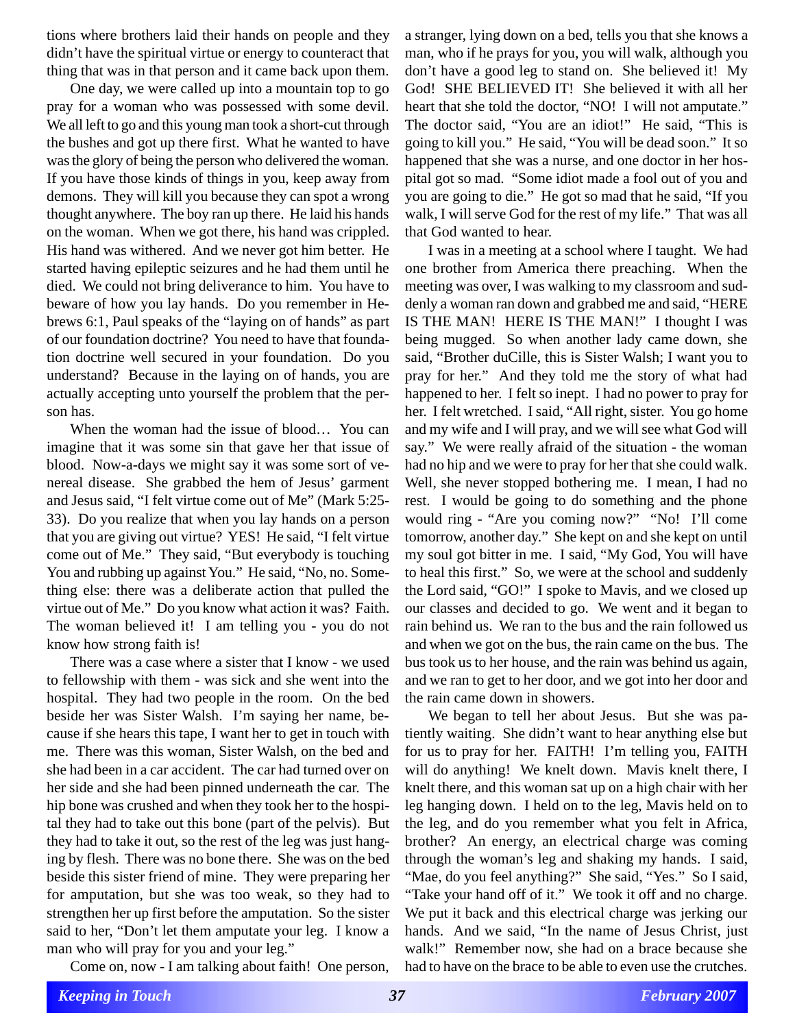tions where brothers laid their hands on people and they didn't have the spiritual virtue or energy to counteract that thing that was in that person and it came back upon them.

One day, we were called up into a mountain top to go pray for a woman who was possessed with some devil. We all left to go and this young man took a short-cut through the bushes and got up there first. What he wanted to have was the glory of being the person who delivered the woman. If you have those kinds of things in you, keep away from demons. They will kill you because they can spot a wrong thought anywhere. The boy ran up there. He laid his hands on the woman. When we got there, his hand was crippled. His hand was withered. And we never got him better. He started having epileptic seizures and he had them until he died. We could not bring deliverance to him. You have to beware of how you lay hands. Do you remember in Hebrews 6:1, Paul speaks of the "laying on of hands" as part of our foundation doctrine? You need to have that foundation doctrine well secured in your foundation. Do you understand? Because in the laying on of hands, you are actually accepting unto yourself the problem that the person has.

When the woman had the issue of blood… You can imagine that it was some sin that gave her that issue of blood. Now-a-days we might say it was some sort of venereal disease. She grabbed the hem of Jesus' garment and Jesus said, "I felt virtue come out of Me" (Mark 5:25-33). Do you realize that when you lay hands on a person that you are giving out virtue? YES! He said, "I felt virtue come out of Me." They said, "But everybody is touching You and rubbing up against You." He said, "No, no. Something else: there was a deliberate action that pulled the virtue out of Me." Do you know what action it was? Faith. The woman believed it! I am telling you - you do not know how strong faith is!

There was a case where a sister that I know - we used to fellowship with them - was sick and she went into the hospital. They had two people in the room. On the bed beside her was Sister Walsh. I'm saying her name, because if she hears this tape, I want her to get in touch with me. There was this woman, Sister Walsh, on the bed and she had been in a car accident. The car had turned over on her side and she had been pinned underneath the car. The hip bone was crushed and when they took her to the hospital they had to take out this bone (part of the pelvis). But they had to take it out, so the rest of the leg was just hanging by flesh. There was no bone there. She was on the bed beside this sister friend of mine. They were preparing her for amputation, but she was too weak, so they had to strengthen her up first before the amputation. So the sister said to her, "Don't let them amputate your leg. I know a man who will pray for you and your leg."

Come on, now - I am talking about faith! One person, a stranger, lying down on a bed, tells you that she knows a man, who if he prays for you, you will walk, although you don't have a good leg to stand on. She believed it! My God! SHE BELIEVED IT! She believed it with all her heart that she told the doctor, "NO! I will not amputate." The doctor said, "You are an idiot!" He said, "This is going to kill you." He said, "You will be dead soon." It so happened that she was a nurse, and one doctor in her hospital got so mad. "Some idiot made a fool out of you and you are going to die." He got so mad that he said, "If you walk, I will serve God for the rest of my life." That was all that God wanted to hear.

I was in a meeting at a school where I taught. We had one brother from America there preaching. When the meeting was over, I was walking to my classroom and suddenly a woman ran down and grabbed me and said, "HERE IS THE MAN! HERE IS THE MAN!" I thought I was being mugged. So when another lady came down, she said, "Brother duCille, this is Sister Walsh; I want you to pray for her." And they told me the story of what had happened to her. I felt so inept. I had no power to pray for her. I felt wretched. I said, "All right, sister. You go home and my wife and I will pray, and we will see what God will say." We were really afraid of the situation - the woman had no hip and we were to pray for her that she could walk. Well, she never stopped bothering me. I mean, I had no rest. I would be going to do something and the phone would ring - "Are you coming now?" "No! I'll come tomorrow, another day." She kept on and she kept on until my soul got bitter in me. I said, "My God, You will have to heal this first." So, we were at the school and suddenly the Lord said, "GO!" I spoke to Mavis, and we closed up our classes and decided to go. We went and it began to rain behind us. We ran to the bus and the rain followed us and when we got on the bus, the rain came on the bus. The bus took us to her house, and the rain was behind us again, and we ran to get to her door, and we got into her door and the rain came down in showers.

We began to tell her about Jesus. But she was patiently waiting. She didn't want to hear anything else but for us to pray for her. FAITH! I'm telling you, FAITH will do anything! We knelt down. Mavis knelt there, I knelt there, and this woman sat up on a high chair with her leg hanging down. I held on to the leg, Mavis held on to the leg, and do you remember what you felt in Africa, brother? An energy, an electrical charge was coming through the woman's leg and shaking my hands. I said, "Mae, do you feel anything?" She said, "Yes." So I said, "Take your hand off of it." We took it off and no charge. We put it back and this electrical charge was jerking our hands. And we said, "In the name of Jesus Christ, just walk!" Remember now, she had on a brace because she had to have on the brace to be able to even use the crutches.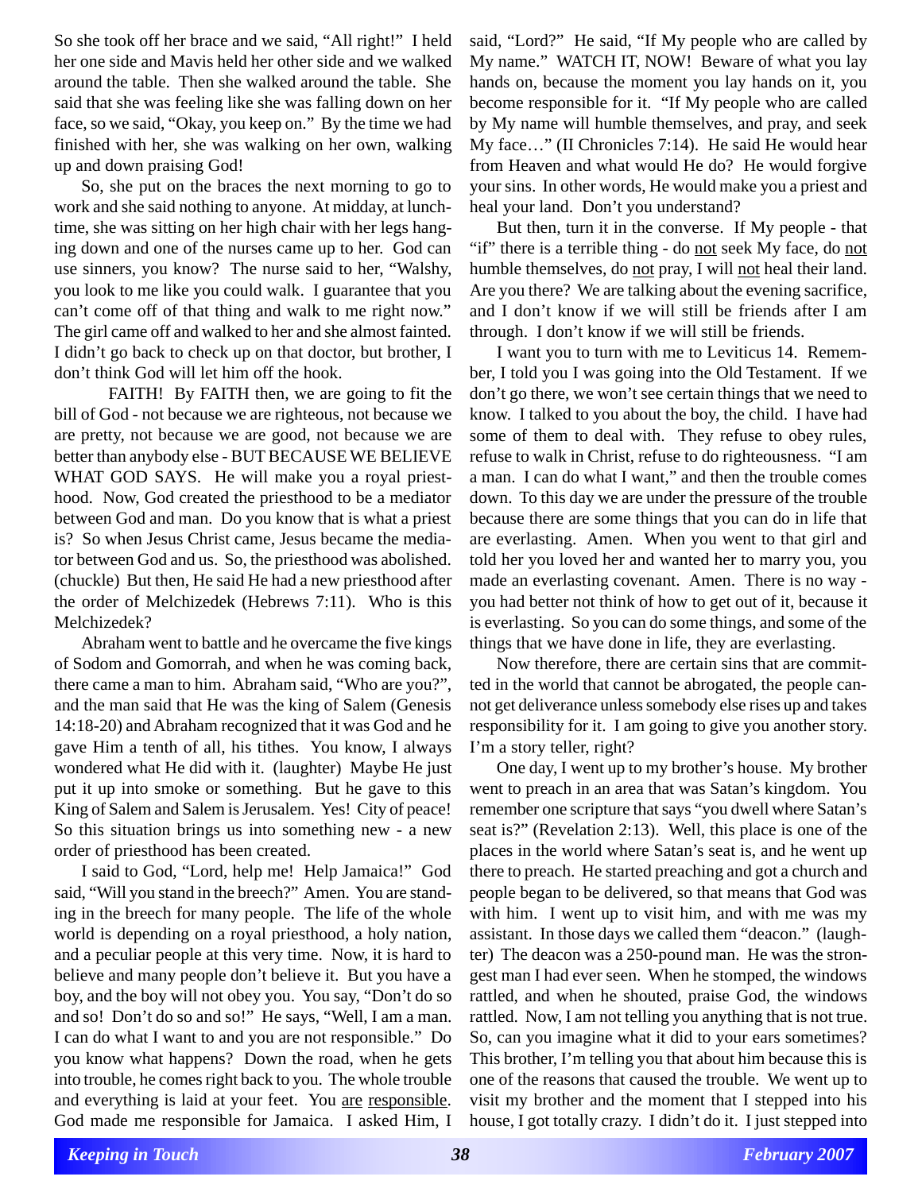So she took off her brace and we said, "All right!" I held her one side and Mavis held her other side and we walked around the table. Then she walked around the table. She said that she was feeling like she was falling down on her face, so we said, "Okay, you keep on." By the time we had finished with her, she was walking on her own, walking up and down praising God!

So, she put on the braces the next morning to go to work and she said nothing to anyone. At midday, at lunchtime, she was sitting on her high chair with her legs hanging down and one of the nurses came up to her. God can use sinners, you know? The nurse said to her, "Walshy, you look to me like you could walk. I guarantee that you can't come off of that thing and walk to me right now." The girl came off and walked to her and she almost fainted. I didn't go back to check up on that doctor, but brother, I don't think God will let him off the hook.

FAITH! By FAITH then, we are going to fit the bill of God - not because we are righteous, not because we are pretty, not because we are good, not because we are better than anybody else - BUT BECAUSE WE BELIEVE WHAT GOD SAYS. He will make you a royal priesthood. Now, God created the priesthood to be a mediator between God and man. Do you know that is what a priest is? So when Jesus Christ came, Jesus became the mediator between God and us. So, the priesthood was abolished. (chuckle) But then, He said He had a new priesthood after the order of Melchizedek (Hebrews 7:11). Who is this Melchizedek?

Abraham went to battle and he overcame the five kings of Sodom and Gomorrah, and when he was coming back, there came a man to him. Abraham said, "Who are you?", and the man said that He was the king of Salem (Genesis 14:18-20) and Abraham recognized that it was God and he gave Him a tenth of all, his tithes. You know, I always wondered what He did with it. (laughter) Maybe He just put it up into smoke or something. But he gave to this King of Salem and Salem is Jerusalem. Yes! City of peace! So this situation brings us into something new - a new order of priesthood has been created.

I said to God, "Lord, help me! Help Jamaica!" God said, "Will you stand in the breech?" Amen. You are standing in the breech for many people. The life of the whole world is depending on a royal priesthood, a holy nation, and a peculiar people at this very time. Now, it is hard to believe and many people don't believe it. But you have a boy, and the boy will not obey you. You say, "Don't do so and so! Don't do so and so!" He says, "Well, I am a man. I can do what I want to and you are not responsible." Do you know what happens? Down the road, when he gets into trouble, he comes right back to you. The whole trouble and everything is laid at your feet. You <u>are</u> <u>responsible</u>. God made me responsible for Jamaica. I asked Him, I said, "Lord?" He said, "If My people who are called by My name." WATCH IT, NOW! Beware of what you lay hands on, because the moment you lay hands on it, you become responsible for it. "If My people who are called by My name will humble themselves, and pray, and seek My face…" (II Chronicles 7:14). He said He would hear from Heaven and what would He do? He would forgive your sins. In other words, He would make you a priest and heal your land. Don't you understand?

But then, turn it in the converse. If My people - that "if" there is a terrible thing - do <u>not</u> seek My face, do <u>not</u> humble themselves, do <u>not</u> pray, I will <u>not</u> heal their land. Are you there? We are talking about the evening sacrifice, and I don't know if we will still be friends after I am through. I don't know if we will still be friends.

I want you to turn with me to Leviticus 14. Remember, I told you I was going into the Old Testament. If we don't go there, we won't see certain things that we need to know. I talked to you about the boy, the child. I have had some of them to deal with. They refuse to obey rules, refuse to walk in Christ, refuse to do righteousness. "I am a man. I can do what I want," and then the trouble comes down. To this day we are under the pressure of the trouble because there are some things that you can do in life that are everlasting. Amen. When you went to that girl and told her you loved her and wanted her to marry you, you made an everlasting covenant. Amen. There is no way - you had better not think of how to get out of it, because it is everlasting. So you can do some things, and some of the things that we have done in life, they are everlasting.

Now therefore, there are certain sins that are committed in the world that cannot be abrogated, the people cannot get deliverance unless somebody else rises up and takes responsibility for it. I am going to give you another story. I'm a story teller, right?

One day, I went up to my brother's house. My brother went to preach in an area that was Satan's kingdom. You remember one scripture that says "you dwell where Satan's seat is?" (Revelation 2:13). Well, this place is one of the places in the world where Satan's seat is, and he went up there to preach. He started preaching and got a church and people began to be delivered, so that means that God was with him. I went up to visit him, and with me was my assistant. In those days we called them "deacon." (laughter) The deacon was a 250-pound man. He was the strongest man I had ever seen. When he stomped, the windows rattled, and when he shouted, praise God, the windows rattled. Now, I am not telling you anything that is not true. So, can you imagine what it did to your ears sometimes? This brother, I'm telling you that about him because this is one of the reasons that caused the trouble. We went up to visit my brother and the moment that I stepped into his house, I got totally crazy. I didn't do it. I just stepped into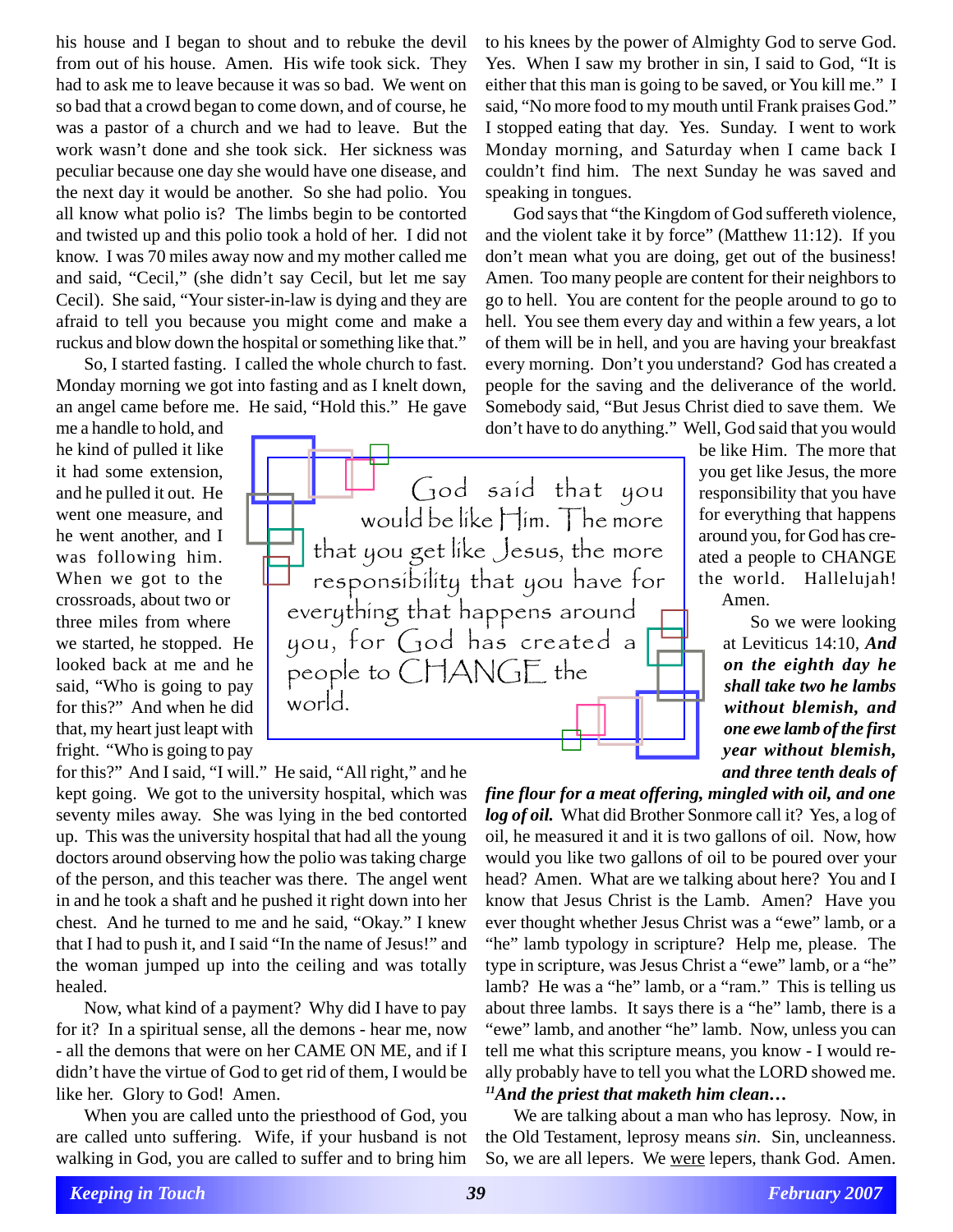his house and I began to shout and to rebuke the devil from out of his house. Amen. His wife took sick. They had to ask me to leave because it was so bad. We went on so bad that a crowd began to come down, and of course, he was a pastor of a church and we had to leave. But the work wasn't done and she took sick. Her sickness was peculiar because one day she would have one disease, and the next day it would be another. So she had polio. You all know what polio is? The limbs begin to be contorted and twisted up and this polio took a hold of her. I did not know. I was 70 miles away now and my mother called me and said, "Cecil," (she didn't say Cecil, but let me say Cecil). She said, "Your sister-in-law is dying and they are afraid to tell you because you might come and make a ruckus and blow down the hospital or something like that."

So, I started fasting. I called the whole church to fast. Monday morning we got into fasting and as I knelt down, an angel came before me. He said, "Hold this." He gave me a handle to hold, and he kind of pulled it like it had some extension, and he pulled it out. He went one measure, and he went another, and I was following him. When we got to the crossroads, about two or three miles from where we started, he stopped. He looked back at me and he said, "Who is going to pay for this?" And when he did that, my heart just leapt with fright. "Who is going to pay for this?" And I said, "I will." He said, "All right," and he kept going. We got to the university hospital, which was seventy miles away. She was lying in the bed contorted up. This was the university hospital that had all the young doctors around observing how the polio was taking charge of the person, and this teacher was there. The angel went in and he took a shaft and he pushed it right down into her chest. And he turned to me and he said, "Okay." I knew that I had to push it, and I said "In the name of Jesus!" and the woman jumped up into the ceiling and was totally healed.

Now, what kind of a payment? Why did I have to pay for it? In a spiritual sense, all the demons - hear me, now - all the demons that were on her CAME ON ME, and if I didn't have the virtue of God to get rid of them, I would be like her. Glory to God! Amen.

When you are called unto the priesthood of God, you are called unto suffering. Wife, if your husband is not walking in God, you are called to suffer and to bring him to his knees by the power of Almighty God to serve God. Yes. When I saw my brother in sin, I said to God, "It is either that this man is going to be saved, or You kill me." I said, "No more food to my mouth until Frank praises God." I stopped eating that day. Yes. Sunday. I went to work Monday morning, and Saturday when I came back I couldn't find him. The next Sunday he was saved and speaking in tongues.

God says that "the Kingdom of God suffereth violence, and the violent take it by force" (Matthew 11:12). If you don't mean what you are doing, get out of the business! Amen. Too many people are content for their neighbors to go to hell. You are content for the people around you to go to hell. You see them every day and within a few years, a lot of them will be in hell, and you are having your breakfast every morning. Don't you understand? God has created a people for the saving and the deliverance of the world. Somebody said, "But Jesus Christ died to save them. We don't have to do anything." Well, God said that you would be like Him. The more that you get like Jesus, the more responsibility that you have for everything that happens around you, for God has created a people to CHANGE the world. Hallelujah! Amen.

> God said that you would be like Him. The more that you get like Jesus, the more responsibility that you have for everything that happens around you, for God has created a people to CHANGE the world.

So we were looking at Leviticus 14:10, ***And on the eighth day he shall take two he lambs without blemish, and one ewe lamb of the first year without blemish, and three tenth deals of fine flour for a meat offering, mingled with oil, and one log of oil.*** What did Brother Sonmore call it? Yes, a log of oil, he measured it and it is two gallons of oil. Now, how would you like two gallons of oil to be poured over your head? Amen. What are we talking about here? You and I know that Jesus Christ is the Lamb. Amen? Have you ever thought whether Jesus Christ was a "ewe" lamb, or a "he" lamb typology in scripture? Help me, please. The type in scripture, was Jesus Christ a "ewe" lamb, or a "he" lamb? He was a "he" lamb, or a "ram." This is telling us about three lambs. It says there is a "he" lamb, there is a "ewe" lamb, and another "he" lamb. Now, unless you can tell me what this scripture means, you know - I would really probably have to tell you what the LORD showed me.

***[11]And the priest that maketh him clean…***

We are talking about a man who has leprosy. Now, in the Old Testament, leprosy means *sin*. Sin, uncleanness. So, we are all lepers. We <u>were</u> lepers, thank God. Amen.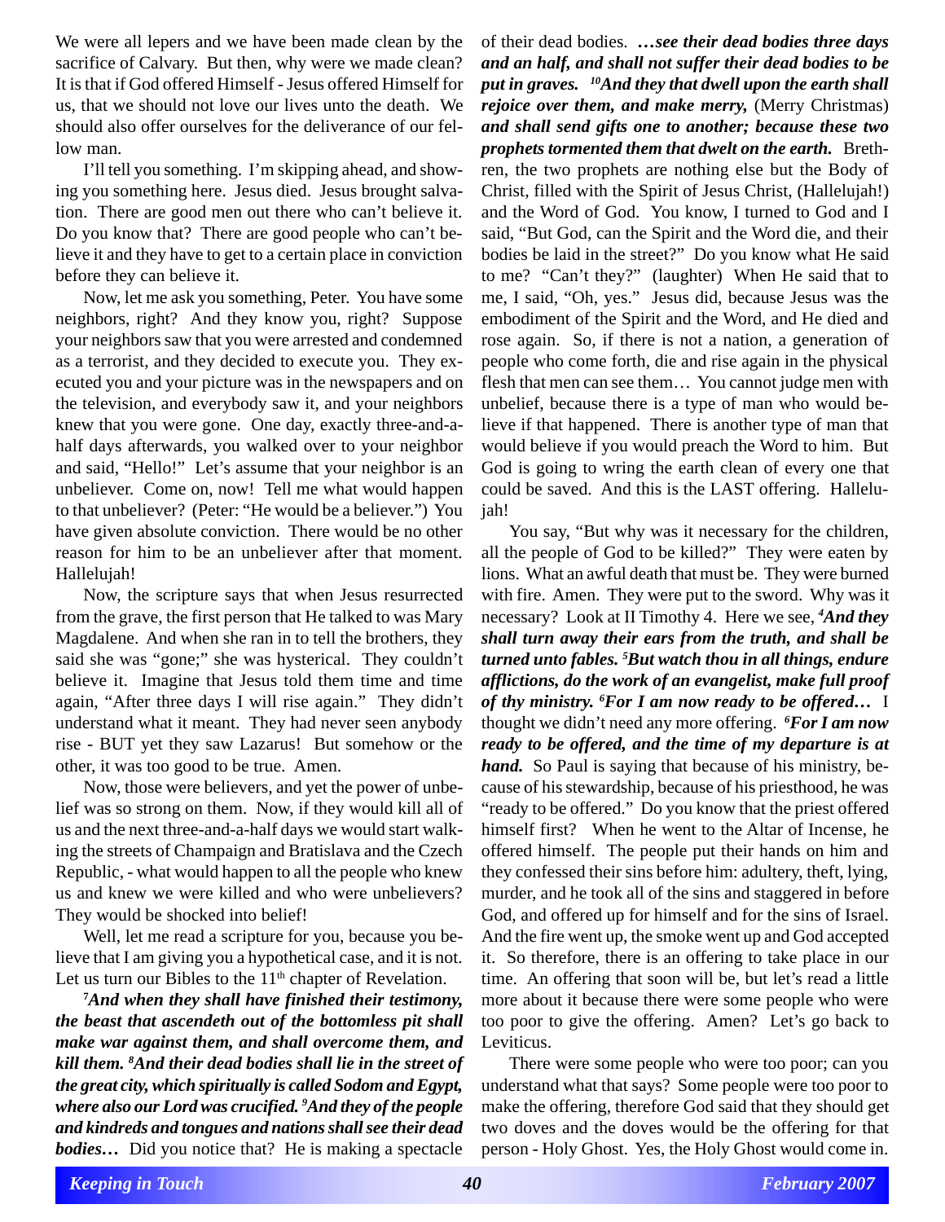We were all lepers and we have been made clean by the sacrifice of Calvary. But then, why were we made clean? It is that if God offered Himself - Jesus offered Himself for us, that we should not love our lives unto the death. We should also offer ourselves for the deliverance of our fellow man.

I'll tell you something. I'm skipping ahead, and showing you something here. Jesus died. Jesus brought salvation. There are good men out there who can't believe it. Do you know that? There are good people who can't believe it and they have to get to a certain place in conviction before they can believe it.

Now, let me ask you something, Peter. You have some neighbors, right? And they know you, right? Suppose your neighbors saw that you were arrested and condemned as a terrorist, and they decided to execute you. They executed you and your picture was in the newspapers and on the television, and everybody saw it, and your neighbors knew that you were gone. One day, exactly three-and-a-half days afterwards, you walked over to your neighbor and said, "Hello!" Let's assume that your neighbor is an unbeliever. Come on, now! Tell me what would happen to that unbeliever? (Peter: "He would be a believer.") You have given absolute conviction. There would be no other reason for him to be an unbeliever after that moment. Hallelujah!

Now, the scripture says that when Jesus resurrected from the grave, the first person that He talked to was Mary Magdalene. And when she ran in to tell the brothers, they said she was "gone;" she was hysterical. They couldn't believe it. Imagine that Jesus told them time and time again, "After three days I will rise again." They didn't understand what it meant. They had never seen anybody rise - BUT yet they saw Lazarus! But somehow or the other, it was too good to be true. Amen.

Now, those were believers, and yet the power of unbelief was so strong on them. Now, if they would kill all of us and the next three-and-a-half days we would start walking the streets of Champaign and Bratislava and the Czech Republic, - what would happen to all the people who knew us and knew we were killed and who were unbelievers? They would be shocked into belief!

Well, let me read a scripture for you, because you believe that I am giving you a hypothetical case, and it is not. Let us turn our Bibles to the 11th chapter of Revelation.

***7And when they shall have finished their testimony, the beast that ascendeth out of the bottomless pit shall make war against them, and shall overcome them, and kill them. 8And their dead bodies shall lie in the street of the great city, which spiritually is called Sodom and Egypt, where also our Lord was crucified. 9And they of the people and kindreds and tongues and nations shall see their dead bodies…*** Did you notice that? He is making a spectacle of their dead bodies. ***…see their dead bodies three days and an half, and shall not suffer their dead bodies to be put in graves. 10And they that dwell upon the earth shall rejoice over them, and make merry,*** (Merry Christmas) ***and shall send gifts one to another; because these two prophets tormented them that dwelt on the earth.*** Brethren, the two prophets are nothing else but the Body of Christ, filled with the Spirit of Jesus Christ, (Hallelujah!) and the Word of God. You know, I turned to God and I said, "But God, can the Spirit and the Word die, and their bodies be laid in the street?" Do you know what He said to me? "Can't they?" (laughter) When He said that to me, I said, "Oh, yes." Jesus did, because Jesus was the embodiment of the Spirit and the Word, and He died and rose again. So, if there is not a nation, a generation of people who come forth, die and rise again in the physical flesh that men can see them… You cannot judge men with unbelief, because there is a type of man who would believe if that happened. There is another type of man that would believe if you would preach the Word to him. But God is going to wring the earth clean of every one that could be saved. And this is the LAST offering. Hallelujah!

You say, "But why was it necessary for the children, all the people of God to be killed?" They were eaten by lions. What an awful death that must be. They were burned with fire. Amen. They were put to the sword. Why was it necessary? Look at II Timothy 4. Here we see, ***4And they shall turn away their ears from the truth, and shall be turned unto fables. 5But watch thou in all things, endure afflictions, do the work of an evangelist, make full proof of thy ministry. 6For I am now ready to be offered…*** I thought we didn't need any more offering. ***6For I am now ready to be offered, and the time of my departure is at hand.*** So Paul is saying that because of his ministry, because of his stewardship, because of his priesthood, he was "ready to be offered." Do you know that the priest offered himself first? When he went to the Altar of Incense, he offered himself. The people put their hands on him and they confessed their sins before him: adultery, theft, lying, murder, and he took all of the sins and staggered in before God, and offered up for himself and for the sins of Israel. And the fire went up, the smoke went up and God accepted it. So therefore, there is an offering to take place in our time. An offering that soon will be, but let's read a little more about it because there were some people who were too poor to give the offering. Amen? Let's go back to Leviticus.

There were some people who were too poor; can you understand what that says? Some people were too poor to make the offering, therefore God said that they should get two doves and the doves would be the offering for that person - Holy Ghost. Yes, the Holy Ghost would come in.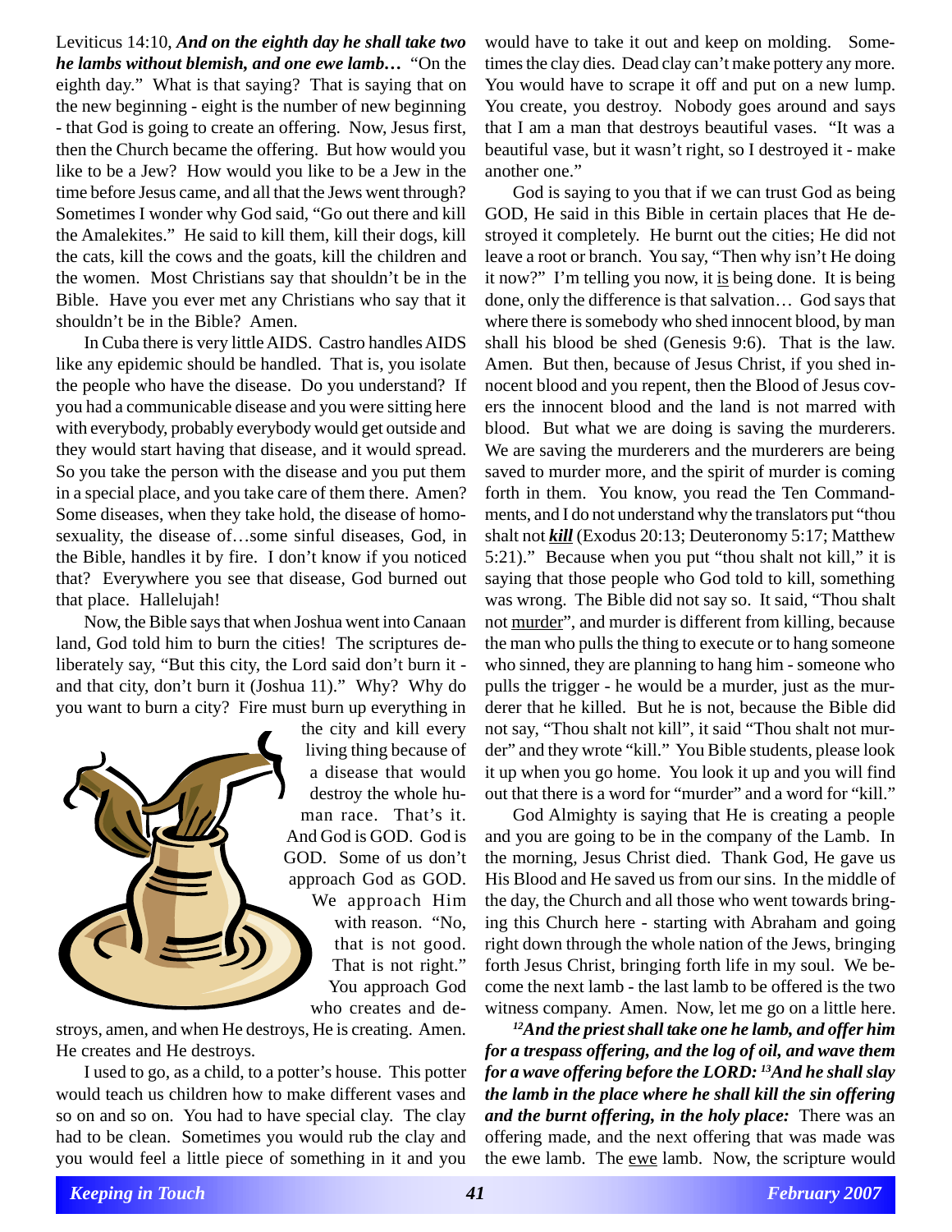Leviticus 14:10, ***And on the eighth day he shall take two he lambs without blemish, and one ewe lamb…*** "On the eighth day." What is that saying? That is saying that on the new beginning - eight is the number of new beginning - that God is going to create an offering. Now, Jesus first, then the Church became the offering. But how would you like to be a Jew? How would you like to be a Jew in the time before Jesus came, and all that the Jews went through? Sometimes I wonder why God said, "Go out there and kill the Amalekites." He said to kill them, kill their dogs, kill the cats, kill the cows and the goats, kill the children and the women. Most Christians say that shouldn't be in the Bible. Have you ever met any Christians who say that it shouldn't be in the Bible? Amen.

In Cuba there is very little AIDS. Castro handles AIDS like any epidemic should be handled. That is, you isolate the people who have the disease. Do you understand? If you had a communicable disease and you were sitting here with everybody, probably everybody would get outside and they would start having that disease, and it would spread. So you take the person with the disease and you put them in a special place, and you take care of them there. Amen? Some diseases, when they take hold, the disease of homosexuality, the disease of…some sinful diseases, God, in the Bible, handles it by fire. I don't know if you noticed that? Everywhere you see that disease, God burned out that place. Hallelujah!

Now, the Bible says that when Joshua went into Canaan land, God told him to burn the cities! The scriptures deliberately say, "But this city, the Lord said don't burn it - and that city, don't burn it (Joshua 11)." Why? Why do you want to burn a city? Fire must burn up everything in the city and kill every living thing because of a disease that would destroy the whole human race. That's it. And God is GOD. God is GOD. Some of us don't approach God as GOD. We approach Him with reason. "No, that is not good. That is not right." You approach God who creates and destroys, amen, and when He destroys, He is creating. Amen. He creates and He destroys.

I used to go, as a child, to a potter's house. This potter would teach us children how to make different vases and so on and so on. You had to have special clay. The clay had to be clean. Sometimes you would rub the clay and you would feel a little piece of something in it and you would have to take it out and keep on molding. Sometimes the clay dies. Dead clay can't make pottery any more. You would have to scrape it off and put on a new lump. You create, you destroy. Nobody goes around and says that I am a man that destroys beautiful vases. "It was a beautiful vase, but it wasn't right, so I destroyed it - make another one."

God is saying to you that if we can trust God as being GOD, He said in this Bible in certain places that He destroyed it completely. He burnt out the cities; He did not leave a root or branch. You say, "Then why isn't He doing it now?" I'm telling you now, it <u>is</u> being done. It is being done, only the difference is that salvation… God says that where there is somebody who shed innocent blood, by man shall his blood be shed (Genesis 9:6). That is the law. Amen. But then, because of Jesus Christ, if you shed innocent blood and you repent, then the Blood of Jesus covers the innocent blood and the land is not marred with blood. But what we are doing is saving the murderers. We are saving the murderers and the murderers are being saved to murder more, and the spirit of murder is coming forth in them. You know, you read the Ten Commandments, and I do not understand why the translators put "thou shalt not ***<u>kill</u>*** (Exodus 20:13; Deuteronomy 5:17; Matthew 5:21)." Because when you put "thou shalt not kill," it is saying that those people who God told to kill, something was wrong. The Bible did not say so. It said, "Thou shalt not <u>murder</u>", and murder is different from killing, because the man who pulls the thing to execute or to hang someone who sinned, they are planning to hang him - someone who pulls the trigger - he would be a murder, just as the murderer that he killed. But he is not, because the Bible did not say, "Thou shalt not kill", it said "Thou shalt not murder" and they wrote "kill." You Bible students, please look it up when you go home. You look it up and you will find out that there is a word for "murder" and a word for "kill."

God Almighty is saying that He is creating a people and you are going to be in the company of the Lamb. In the morning, Jesus Christ died. Thank God, He gave us His Blood and He saved us from our sins. In the middle of the day, the Church and all those who went towards bringing this Church here - starting with Abraham and going right down through the whole nation of the Jews, bringing forth Jesus Christ, bringing forth life in my soul. We become the next lamb - the last lamb to be offered is the two witness company. Amen. Now, let me go on a little here.

***[12]And the priest shall take one he lamb, and offer him for a trespass offering, and the log of oil, and wave them for a wave offering before the LORD: [13]And he shall slay the lamb in the place where he shall kill the sin offering and the burnt offering, in the holy place:*** There was an offering made, and the next offering that was made was the ewe lamb. The <u>ewe</u> lamb. Now, the scripture would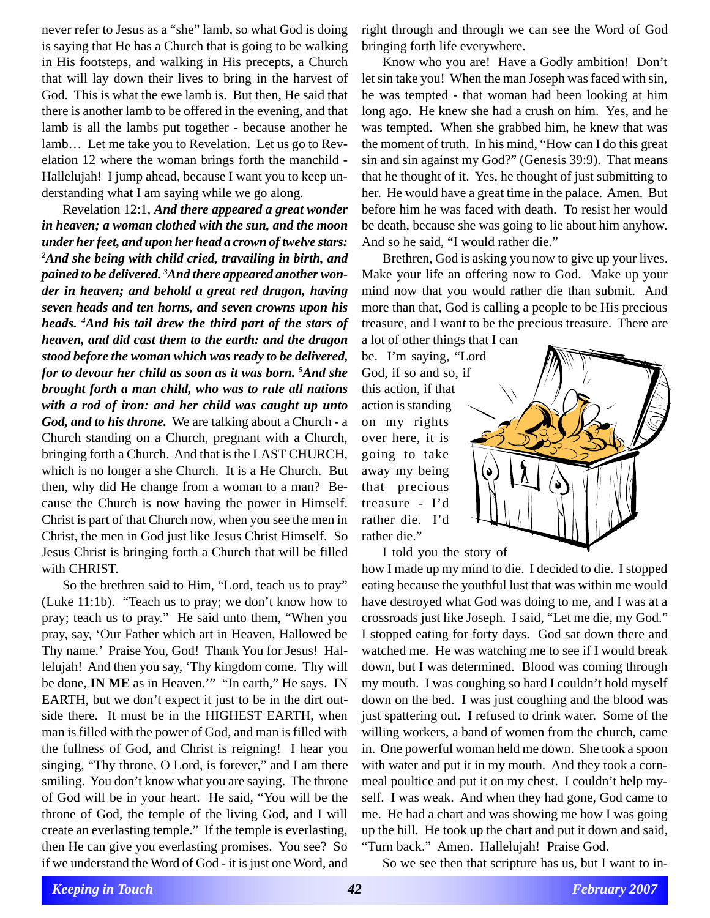never refer to Jesus as a "she" lamb, so what God is doing is saying that He has a Church that is going to be walking in His footsteps, and walking in His precepts, a Church that will lay down their lives to bring in the harvest of God. This is what the ewe lamb is. But then, He said that there is another lamb to be offered in the evening, and that lamb is all the lambs put together - because another he lamb… Let me take you to Revelation. Let us go to Revelation 12 where the woman brings forth the manchild - Hallelujah! I jump ahead, because I want you to keep understanding what I am saying while we go along.

Revelation 12:1, ***And there appeared a great wonder in heaven; a woman clothed with the sun, and the moon under her feet, and upon her head a crown of twelve stars: [2]And she being with child cried, travailing in birth, and pained to be delivered. [3]And there appeared another wonder in heaven; and behold a great red dragon, having seven heads and ten horns, and seven crowns upon his heads. [4]And his tail drew the third part of the stars of heaven, and did cast them to the earth: and the dragon stood before the woman which was ready to be delivered, for to devour her child as soon as it was born. [5]And she brought forth a man child, who was to rule all nations with a rod of iron: and her child was caught up unto God, and to his throne.*** We are talking about a Church - a Church standing on a Church, pregnant with a Church, bringing forth a Church. And that is the LAST CHURCH, which is no longer a she Church. It is a He Church. But then, why did He change from a woman to a man? Because the Church is now having the power in Himself. Christ is part of that Church now, when you see the men in Christ, the men in God just like Jesus Christ Himself. So Jesus Christ is bringing forth a Church that will be filled with CHRIST.

So the brethren said to Him, "Lord, teach us to pray" (Luke 11:1b). "Teach us to pray; we don't know how to pray; teach us to pray." He said unto them, "When you pray, say, 'Our Father which art in Heaven, Hallowed be Thy name.' Praise You, God! Thank You for Jesus! Hallelujah! And then you say, 'Thy kingdom come. Thy will be done, **IN ME** as in Heaven.'" "In earth," He says. IN EARTH, but we don't expect it just to be in the dirt outside there. It must be in the HIGHEST EARTH, when man is filled with the power of God, and man is filled with the fullness of God, and Christ is reigning! I hear you singing, "Thy throne, O Lord, is forever," and I am there smiling. You don't know what you are saying. The throne of God will be in your heart. He said, "You will be the throne of God, the temple of the living God, and I will create an everlasting temple." If the temple is everlasting, then He can give you everlasting promises. You see? So if we understand the Word of God - it is just one Word, and right through and through we can see the Word of God bringing forth life everywhere.

Know who you are! Have a Godly ambition! Don't let sin take you! When the man Joseph was faced with sin, he was tempted - that woman had been looking at him long ago. He knew she had a crush on him. Yes, and he was tempted. When she grabbed him, he knew that was the moment of truth. In his mind, "How can I do this great sin and sin against my God?" (Genesis 39:9). That means that he thought of it. Yes, he thought of just submitting to her. He would have a great time in the palace. Amen. But before him he was faced with death. To resist her would be death, because she was going to lie about him anyhow. And so he said, "I would rather die."

Brethren, God is asking you now to give up your lives. Make your life an offering now to God. Make up your mind now that you would rather die than submit. And more than that, God is calling a people to be His precious treasure, and I want to be the precious treasure. There are a lot of other things that I can be. I'm saying, "Lord God, if so and so, if this action, if that action is standing on my rights over here, it is going to take away my being that precious treasure - I'd rather die. I'd rather die."

I told you the story of how I made up my mind to die. I decided to die. I stopped eating because the youthful lust that was within me would have destroyed what God was doing to me, and I was at a crossroads just like Joseph. I said, "Let me die, my God." I stopped eating for forty days. God sat down there and watched me. He was watching me to see if I would break down, but I was determined. Blood was coming through my mouth. I was coughing so hard I couldn't hold myself down on the bed. I was just coughing and the blood was just spattering out. I refused to drink water. Some of the willing workers, a band of women from the church, came in. One powerful woman held me down. She took a spoon with water and put it in my mouth. And they took a cornmeal poultice and put it on my chest. I couldn't help myself. I was weak. And when they had gone, God came to me. He had a chart and was showing me how I was going up the hill. He took up the chart and put it down and said, "Turn back." Amen. Hallelujah! Praise God.

So we see then that scripture has us, but I want to in-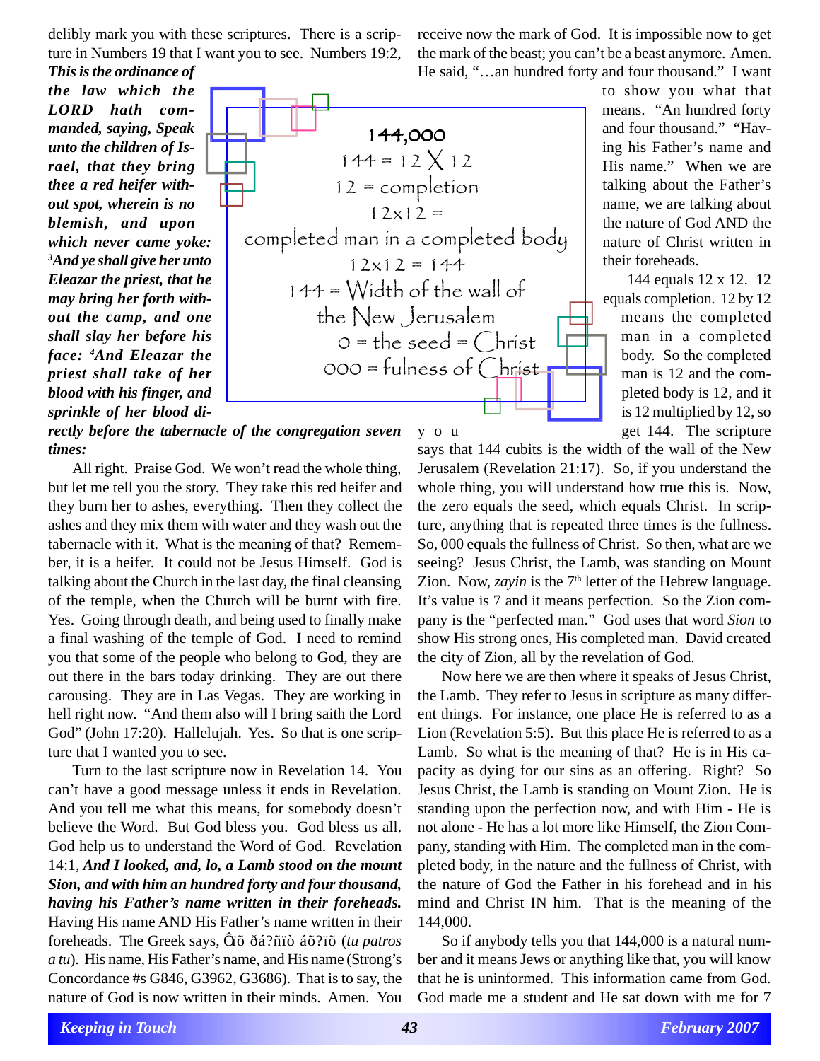delibly mark you with these scriptures. There is a scripture in Numbers 19 that I want you to see. Numbers 19:2, ***This is the ordinance of the law which the LORD hath commanded, saying, Speak unto the children of Israel, that they bring thee a red heifer without spot, wherein is no blemish, and upon which never came yoke: [3]And ye shall give her unto Eleazar the priest, that he may bring her forth without the camp, and one shall slay her before his face: [4]And Eleazar the priest shall take of her blood with his finger, and sprinkle of her blood directly before the tabernacle of the congregation seven times:***

All right. Praise God. We won't read the whole thing, but let me tell you the story. They take this red heifer and they burn her to ashes, everything. Then they collect the ashes and they mix them with water and they wash out the tabernacle with it. What is the meaning of that? Remember, it is a heifer. It could not be Jesus Himself. God is talking about the Church in the last day, the final cleansing of the temple, when the Church will be burnt with fire. Yes. Going through death, and being used to finally make a final washing of the temple of God. I need to remind you that some of the people who belong to God, they are out there in the bars today drinking. They are out there carousing. They are in Las Vegas. They are working in hell right now. "And them also will I bring saith the Lord God" (John 17:20). Hallelujah. Yes. So that is one scripture that I wanted you to see.

Turn to the last scripture now in Revelation 14. You can't have a good message unless it ends in Revelation. And you tell me what this means, for somebody doesn't believe the Word. But God bless you. God bless us all. God help us to understand the Word of God. Revelation 14:1, ***And I looked, and, lo, a Lamb stood on the mount Sion, and with him an hundred forty and four thousand, having his Father's name written in their foreheads.*** Having His name AND His Father's name written in their foreheads. The Greek says, Ôïõ ðá?ñïò áõ?ïõ (*tu patros a tu*). His name, His Father's name, and His name (Strong's Concordance #s G846, G3962, G3686). That is to say, the nature of God is now written in their minds. Amen. You receive now the mark of God. It is impossible now to get the mark of the beast; you can't be a beast anymore. Amen. He said, "…an hundred forty and four thousand." I want to show you what that means. "An hundred forty and four thousand." "Having his Father's name and His name." When we are talking about the Father's name, we are talking about the nature of God AND the nature of Christ written in their foreheads.

> **144,000**
> 144 = 12 X 12
> 12 = completion
> 12x12 =
> completed man in a completed body
> 12x12 = 144
> 144 = Width of the wall of the New Jerusalem
> 0 = the seed = Christ
> 000 = fulness of Christ

144 equals 12 x 12. 12 equals completion. 12 by 12 means the completed man in a completed body. So the completed man is 12 and the completed body is 12, and it is 12 multiplied by 12, so you get 144. The scripture says that 144 cubits is the width of the wall of the New Jerusalem (Revelation 21:17). So, if you understand the whole thing, you will understand how true this is. Now, the zero equals the seed, which equals Christ. In scripture, anything that is repeated three times is the fullness. So, 000 equals the fullness of Christ. So then, what are we seeing? Jesus Christ, the Lamb, was standing on Mount Zion. Now, *zayin* is the 7th letter of the Hebrew language. It's value is 7 and it means perfection. So the Zion company is the "perfected man." God uses that word *Sion* to show His strong ones, His completed man. David created the city of Zion, all by the revelation of God.

Now here we are then where it speaks of Jesus Christ, the Lamb. They refer to Jesus in scripture as many different things. For instance, one place He is referred to as a Lion (Revelation 5:5). But this place He is referred to as a Lamb. So what is the meaning of that? He is in His capacity as dying for our sins as an offering. Right? So Jesus Christ, the Lamb is standing on Mount Zion. He is standing upon the perfection now, and with Him - He is not alone - He has a lot more like Himself, the Zion Company, standing with Him. The completed man in the completed body, in the nature and the fullness of Christ, with the nature of God the Father in his forehead and in his mind and Christ IN him. That is the meaning of the 144,000.

So if anybody tells you that 144,000 is a natural number and it means Jews or anything like that, you will know that he is uninformed. This information came from God. God made me a student and He sat down with me for 7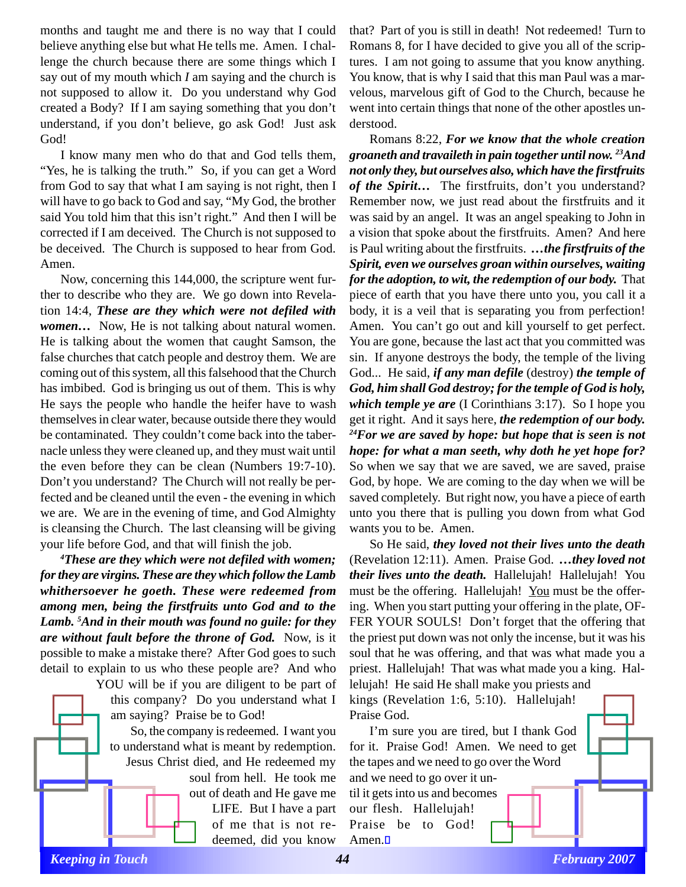months and taught me and there is no way that I could believe anything else but what He tells me. Amen. I challenge the church because there are some things which I say out of my mouth which *I* am saying and the church is not supposed to allow it. Do you understand why God created a Body? If I am saying something that you don't understand, if you don't believe, go ask God! Just ask God!

I know many men who do that and God tells them, "Yes, he is talking the truth." So, if you can get a Word from God to say that what I am saying is not right, then I will have to go back to God and say, "My God, the brother said You told him that this isn't right." And then I will be corrected if I am deceived. The Church is not supposed to be deceived. The Church is supposed to hear from God. Amen.

Now, concerning this 144,000, the scripture went further to describe who they are. We go down into Revelation 14:4, ***These are they which were not defiled with women…*** Now, He is not talking about natural women. He is talking about the women that caught Samson, the false churches that catch people and destroy them. We are coming out of this system, all this falsehood that the Church has imbibed. God is bringing us out of them. This is why He says the people who handle the heifer have to wash themselves in clear water, because outside there they would be contaminated. They couldn't come back into the tabernacle unless they were cleaned up, and they must wait until the even before they can be clean (Numbers 19:7-10). Don't you understand? The Church will not really be perfected and be cleaned until the even - the evening in which we are. We are in the evening of time, and God Almighty is cleansing the Church. The last cleansing will be giving your life before God, and that will finish the job.

***[4]These are they which were not defiled with women; for they are virgins. These are they which follow the Lamb whithersoever he goeth. These were redeemed from among men, being the firstfruits unto God and to the Lamb. [5]And in their mouth was found no guile: for they are without fault before the throne of God.*** Now, is it possible to make a mistake there? After God goes to such detail to explain to us who these people are? And who YOU will be if you are diligent to be part of this company? Do you understand what I am saying? Praise be to God!

So, the company is redeemed. I want you to understand what is meant by redemption. Jesus Christ died, and He redeemed my soul from hell. He took me out of death and He gave me LIFE. But I have a part of me that is not redeemed, did you know that? Part of you is still in death! Not redeemed! Turn to Romans 8, for I have decided to give you all of the scriptures. I am not going to assume that you know anything. You know, that is why I said that this man Paul was a marvelous, marvelous gift of God to the Church, because he went into certain things that none of the other apostles understood.

Romans 8:22, ***For we know that the whole creation groaneth and travaileth in pain together until now. [23]And not only they, but ourselves also, which have the firstfruits of the Spirit…*** The firstfruits, don't you understand? Remember now, we just read about the firstfruits and it was said by an angel. It was an angel speaking to John in a vision that spoke about the firstfruits. Amen? And here is Paul writing about the firstfruits. ***…the firstfruits of the Spirit, even we ourselves groan within ourselves, waiting for the adoption, to wit, the redemption of our body.*** That piece of earth that you have there unto you, you call it a body, it is a veil that is separating you from perfection! Amen. You can't go out and kill yourself to get perfect. You are gone, because the last act that you committed was sin. If anyone destroys the body, the temple of the living God... He said, ***if any man defile*** (destroy) ***the temple of God, him shall God destroy; for the temple of God is holy, which temple ye are*** (I Corinthians 3:17). So I hope you get it right. And it says here, ***the redemption of our body. [24]For we are saved by hope: but hope that is seen is not hope: for what a man seeth, why doth he yet hope for?*** So when we say that we are saved, we are saved, praise God, by hope. We are coming to the day when we will be saved completely. But right now, you have a piece of earth unto you there that is pulling you down from what God wants you to be. Amen.

So He said, ***they loved not their lives unto the death*** (Revelation 12:11). Amen. Praise God. ***…they loved not their lives unto the death.*** Hallelujah! Hallelujah! You must be the offering. Hallelujah! You must be the offering. When you start putting your offering in the plate, OFFER YOUR SOULS! Don't forget that the offering that the priest put down was not only the incense, but it was his soul that he was offering, and that was what made you a priest. Hallelujah! That was what made you a king. Hallelujah! He said He shall make you priests and kings (Revelation 1:6, 5:10). Hallelujah! Praise God.

I'm sure you are tired, but I thank God for it. Praise God! Amen. We need to get the tapes and we need to go over the Word and we need to go over it until it gets into us and becomes our flesh. Hallelujah! Praise be to God! Amen.